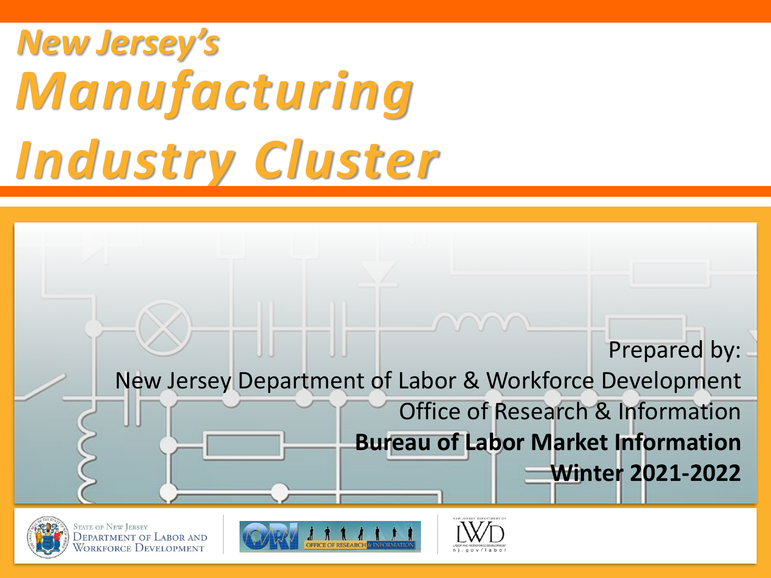# *New Jersey's Manufacturing Industry Cluster*

Prepared by:
New Jersey Department of Labor & Workforce Development
Office of Research & Information
**Bureau of Labor Market Information**
**Winter 2021-2022**

State of New Jersey
Department of Labor and Workforce Development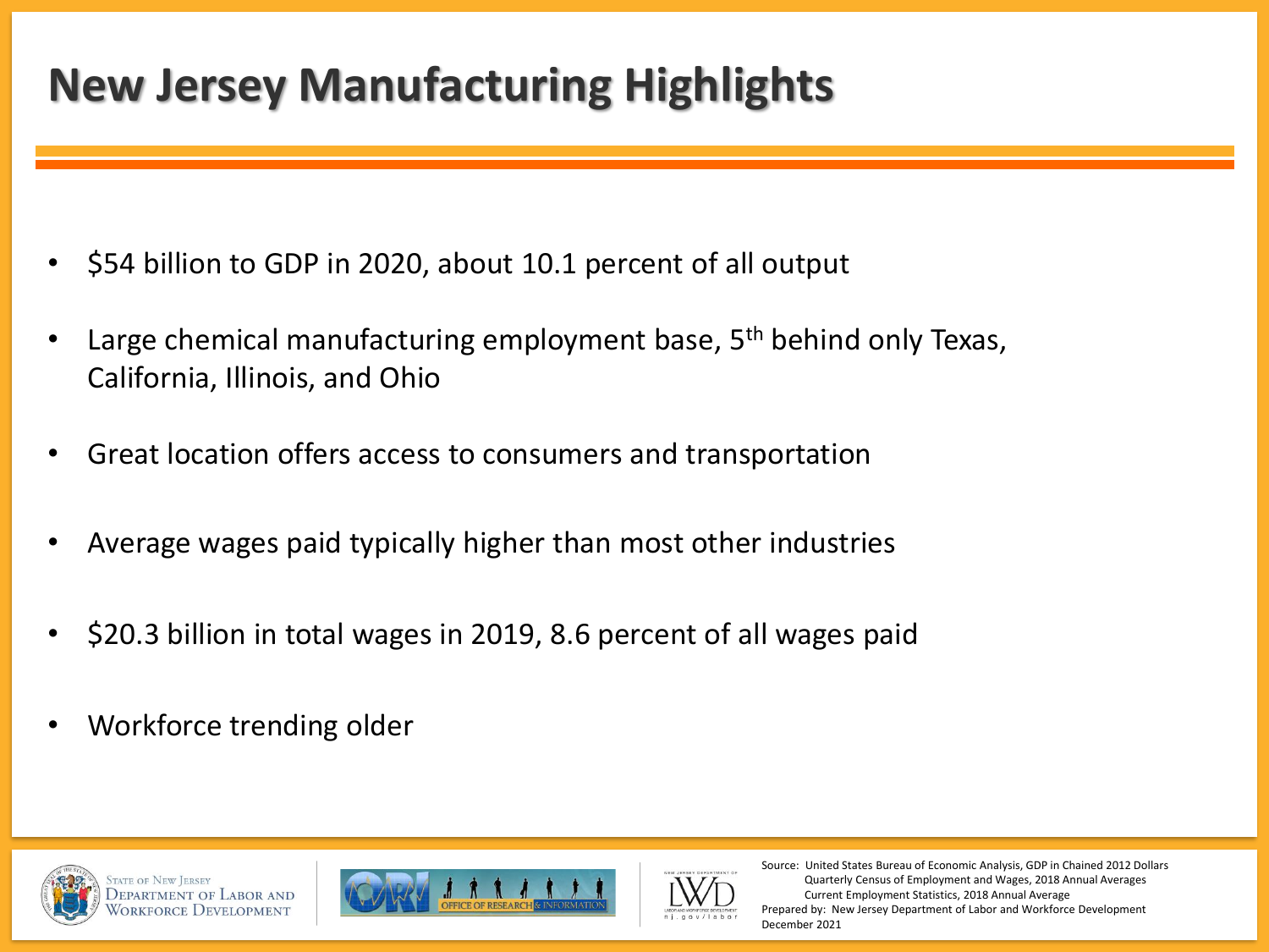# New Jersey Manufacturing Highlights

- $54 billion to GDP in 2020, about 10.1 percent of all output
- Large chemical manufacturing employment base, 5th behind only Texas, California, Illinois, and Ohio
- Great location offers access to consumers and transportation
- Average wages paid typically higher than most other industries
- $20.3 billion in total wages in 2019, 8.6 percent of all wages paid
- Workforce trending older

State of New Jersey Department of Labor and Workforce Development

Office of Research & Information

Source: United States Bureau of Economic Analysis, GDP in Chained 2012 Dollars
Quarterly Census of Employment and Wages, 2018 Annual Averages
Current Employment Statistics, 2018 Annual Average
Prepared by: New Jersey Department of Labor and Workforce Development
December 2021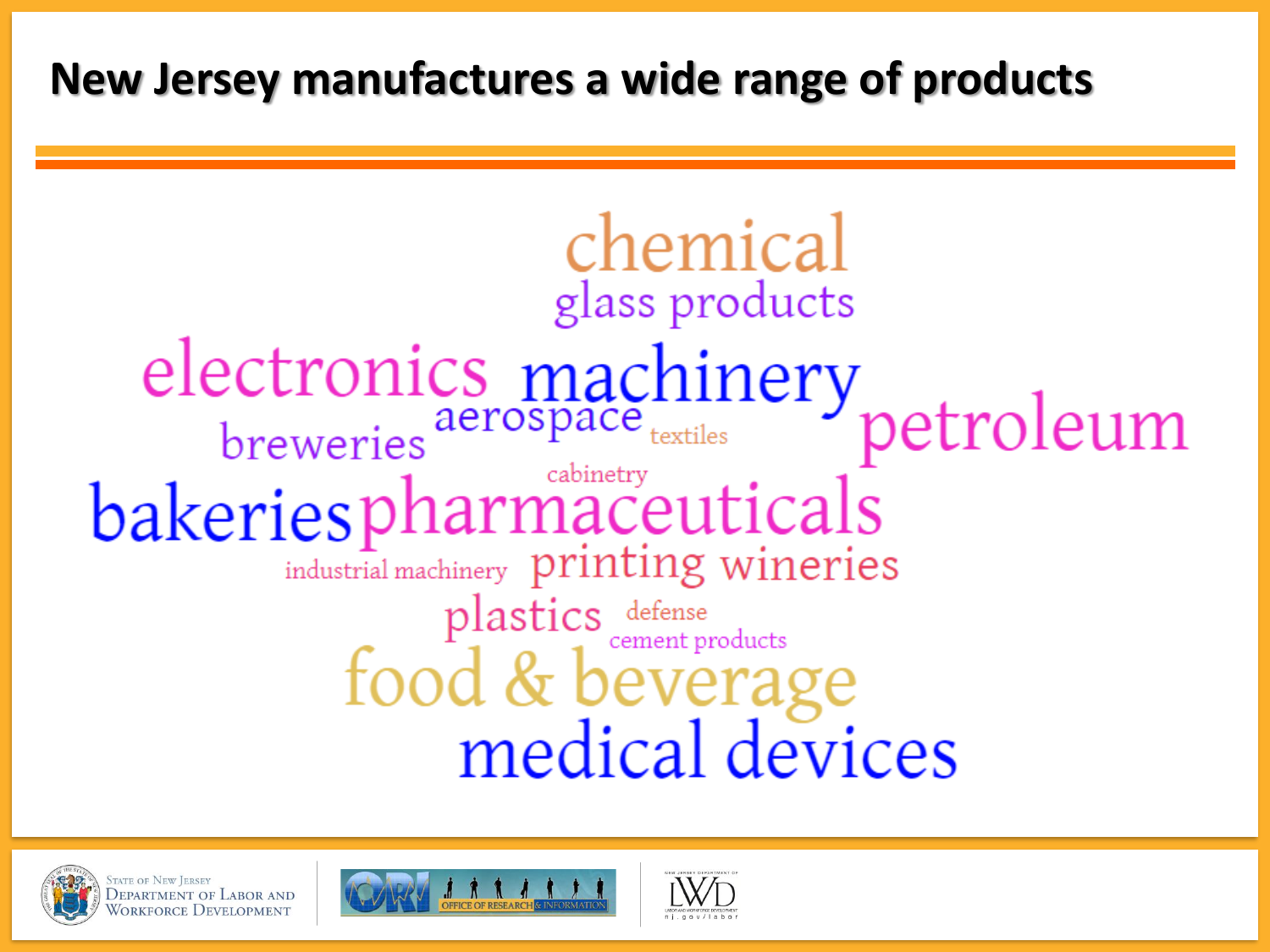# New Jersey manufactures a wide range of products

chemical
glass products
electronics machinery
breweries aerospace textiles petroleum
cabinetry
bakeries pharmaceuticals
industrial machinery printing wineries
plastics defense
cement products
food & beverage
medical devices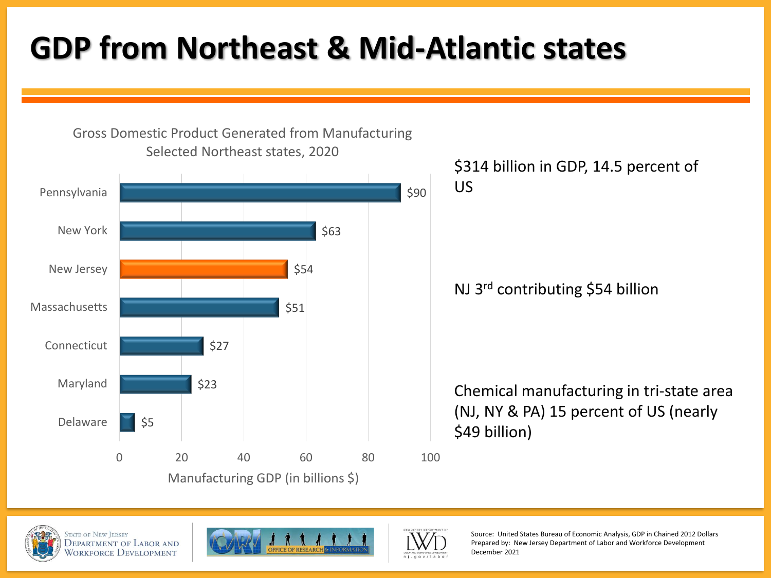# GDP from Northeast & Mid-Atlantic states

Gross Domestic Product Generated from Manufacturing
Selected Northeast states, 2020

| State | Manufacturing GDP (in billions $) |
|---|---|
| Pennsylvania | $90 |
| New York | $63 |
| New Jersey | $54 |
| Massachusetts | $51 |
| Connecticut | $27 |
| Maryland | $23 |
| Delaware | $5 |

$314 billion in GDP, 14.5 percent of US

NJ 3rd contributing $54 billion

Chemical manufacturing in tri-state area (NJ, NY & PA) 15 percent of US (nearly $49 billion)

State of New Jersey Department of Labor and Workforce Development

Source: United States Bureau of Economic Analysis, GDP in Chained 2012 Dollars
Prepared by: New Jersey Department of Labor and Workforce Development
December 2021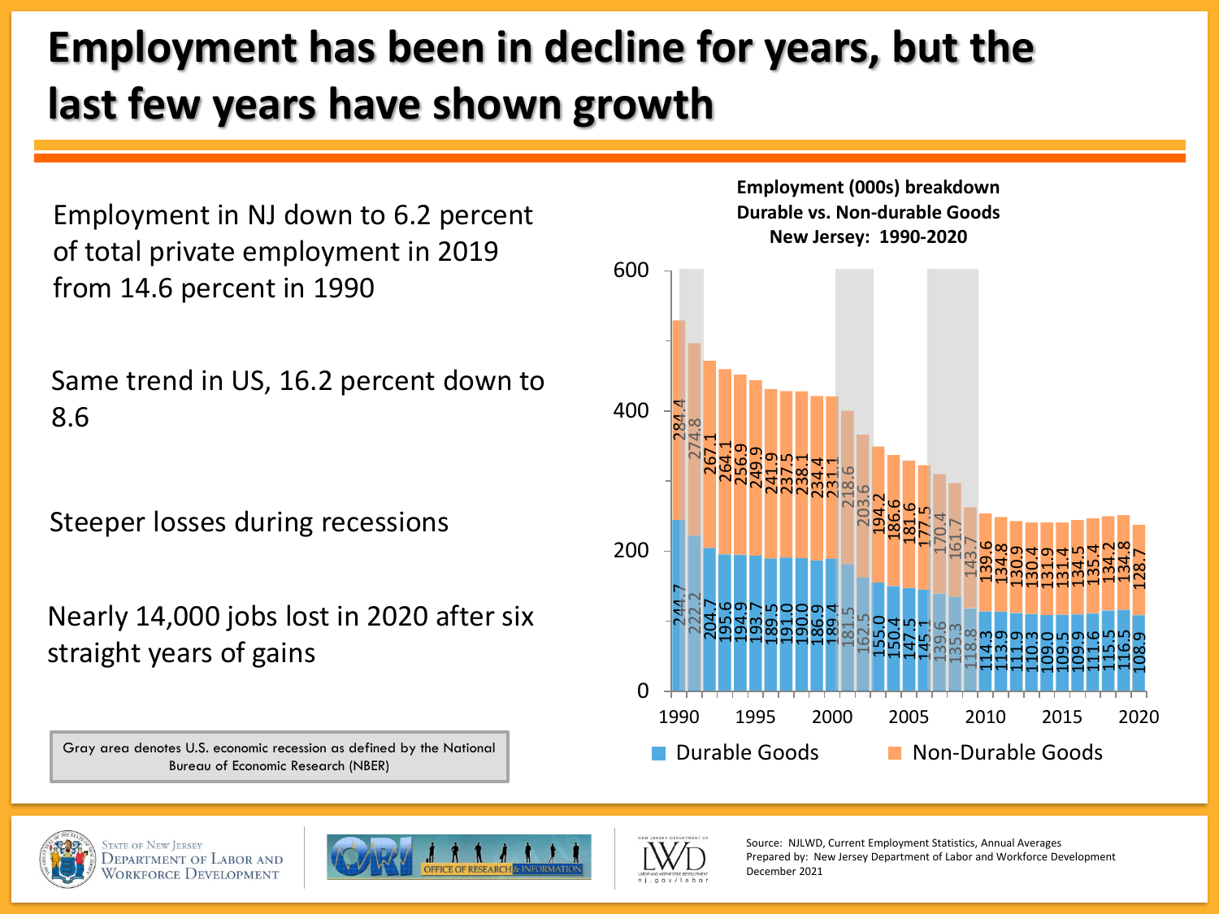# Employment has been in decline for years, but the last few years have shown growth

Employment in NJ down to 6.2 percent of total private employment in 2019 from 14.6 percent in 1990

Same trend in US, 16.2 percent down to 8.6

Steeper losses during recessions

Nearly 14,000 jobs lost in 2020 after six straight years of gains

Gray area denotes U.S. economic recession as defined by the National Bureau of Economic Research (NBER)

**Employment (000s) breakdown Durable vs. Non-durable Goods New Jersey: 1990-2020**

| Year | Durable Goods | Non-Durable Goods |
|---|---|---|
| 1990 | 244.7 | 284.4 |
| 1991 | 222.2 | 274.8 |
| 1992 | 204.7 | 267.1 |
| 1993 | 195.6 | 264.1 |
| 1994 | 194.9 | 256.9 |
| 1995 | 193.7 | 249.9 |
| 1996 | 189.5 | 241.9 |
| 1997 | 191.0 | 237.5 |
| 1998 | 190.0 | 238.1 |
| 1999 | 186.9 | 234.4 |
| 2000 | 189.4 | 231.1 |
| 2001 | 181.5 | 218.6 |
| 2002 | 162.5 | 203.6 |
| 2003 | 155.0 | 194.2 |
| 2004 | 150.4 | 186.6 |
| 2005 | 147.5 | 181.6 |
| 2006 | 145.1 | 177.5 |
| 2007 | 139.6 | 170.4 |
| 2008 | 135.3 | 161.7 |
| 2009 | 118.8 | 143.7 |
| 2010 | 114.3 | 139.6 |
| 2011 | 113.9 | 134.8 |
| 2012 | 111.9 | 130.9 |
| 2013 | 110.3 | 130.4 |
| 2014 | 109.0 | 131.9 |
| 2015 | 109.5 | 131.4 |
| 2016 | 109.9 | 134.5 |
| 2017 | 111.6 | 135.4 |
| 2018 | 115.5 | 134.2 |
| 2019 | 116.5 | 134.8 |
| 2020 | 108.9 | 128.7 |

Source: NJLWD, Current Employment Statistics, Annual Averages
Prepared by: New Jersey Department of Labor and Workforce Development
December 2021

State of New Jersey Department of Labor and Workforce Development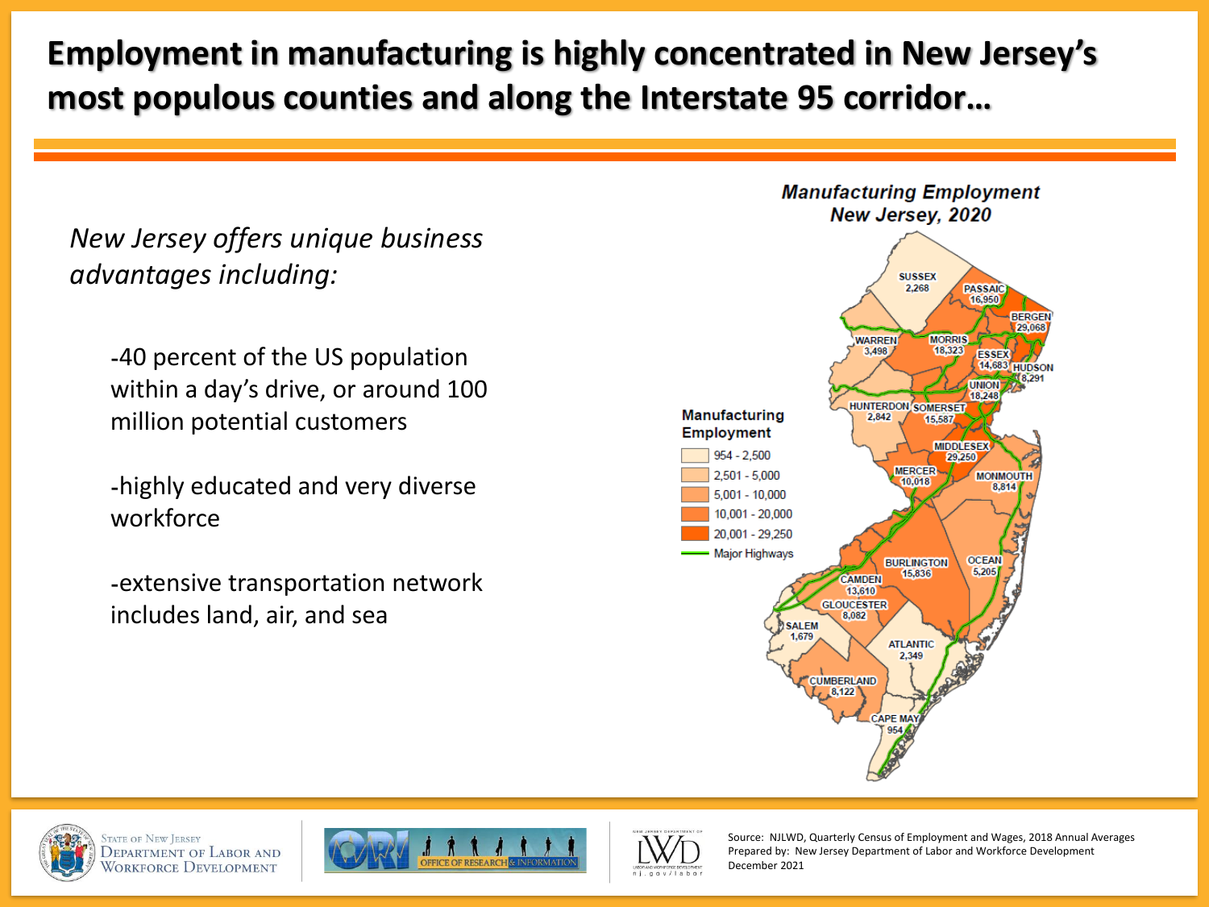# Employment in manufacturing is highly concentrated in New Jersey's most populous counties and along the Interstate 95 corridor…

*New Jersey offers unique business advantages including:*

-40 percent of the US population within a day's drive, or around 100 million potential customers

-highly educated and very diverse workforce

-extensive transportation network includes land, air, and sea

***Manufacturing Employment New Jersey, 2020***

| County | Manufacturing Employment |
|---|---|
| Sussex | 2,268 |
| Passaic | 16,950 |
| Bergen | 29,068 |
| Warren | 3,498 |
| Morris | 18,323 |
| Essex | 14,683 |
| Hudson | 8,291 |
| Union | 18,248 |
| Hunterdon | 2,842 |
| Somerset | 15,587 |
| Middlesex | 29,250 |
| Mercer | 10,018 |
| Monmouth | 8,814 |
| Burlington | 15,836 |
| Ocean | 5,205 |
| Camden | 13,610 |
| Gloucester | 8,082 |
| Salem | 1,679 |
| Atlantic | 2,349 |
| Cumberland | 8,122 |
| Cape May | 954 |

**Manufacturing Employment**

- 954 - 2,500
- 2,501 - 5,000
- 5,001 - 10,000
- 10,001 - 20,000
- 20,001 - 29,250
- Major Highways

Source: NJLWD, Quarterly Census of Employment and Wages, 2018 Annual Averages
Prepared by: New Jersey Department of Labor and Workforce Development
December 2021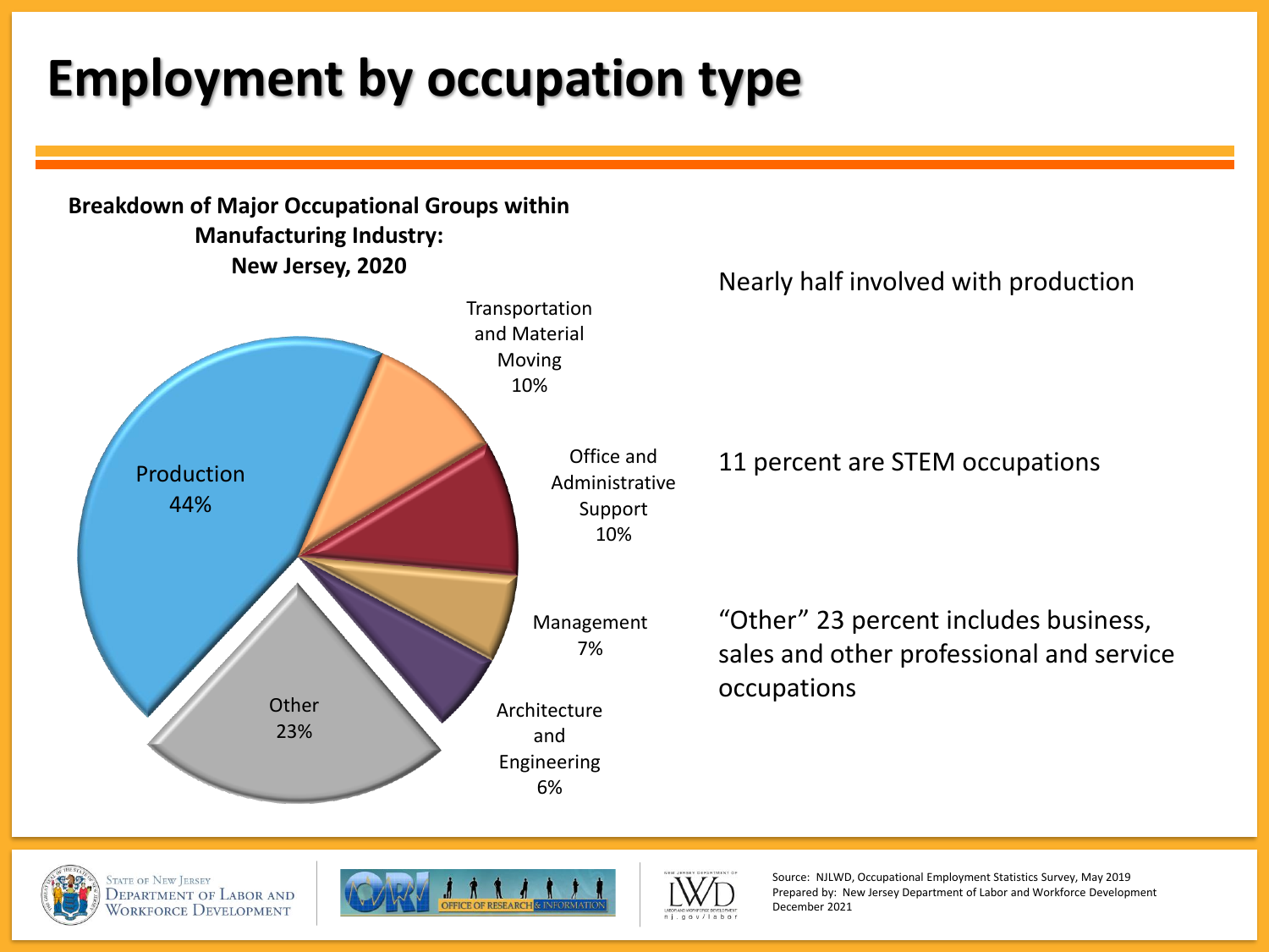# Employment by occupation type

**Breakdown of Major Occupational Groups within Manufacturing Industry: New Jersey, 2020**

| Occupational Group | Percent |
| --- | --- |
| Production | 44% |
| Transportation and Material Moving | 10% |
| Office and Administrative Support | 10% |
| Management | 7% |
| Architecture and Engineering | 6% |
| Other | 23% |

Nearly half involved with production

11 percent are STEM occupations

"Other" 23 percent includes business, sales and other professional and service occupations

State of New Jersey Department of Labor and Workforce Development

Office of Research & Information

Source: NJLWD, Occupational Employment Statistics Survey, May 2019
Prepared by: New Jersey Department of Labor and Workforce Development
December 2021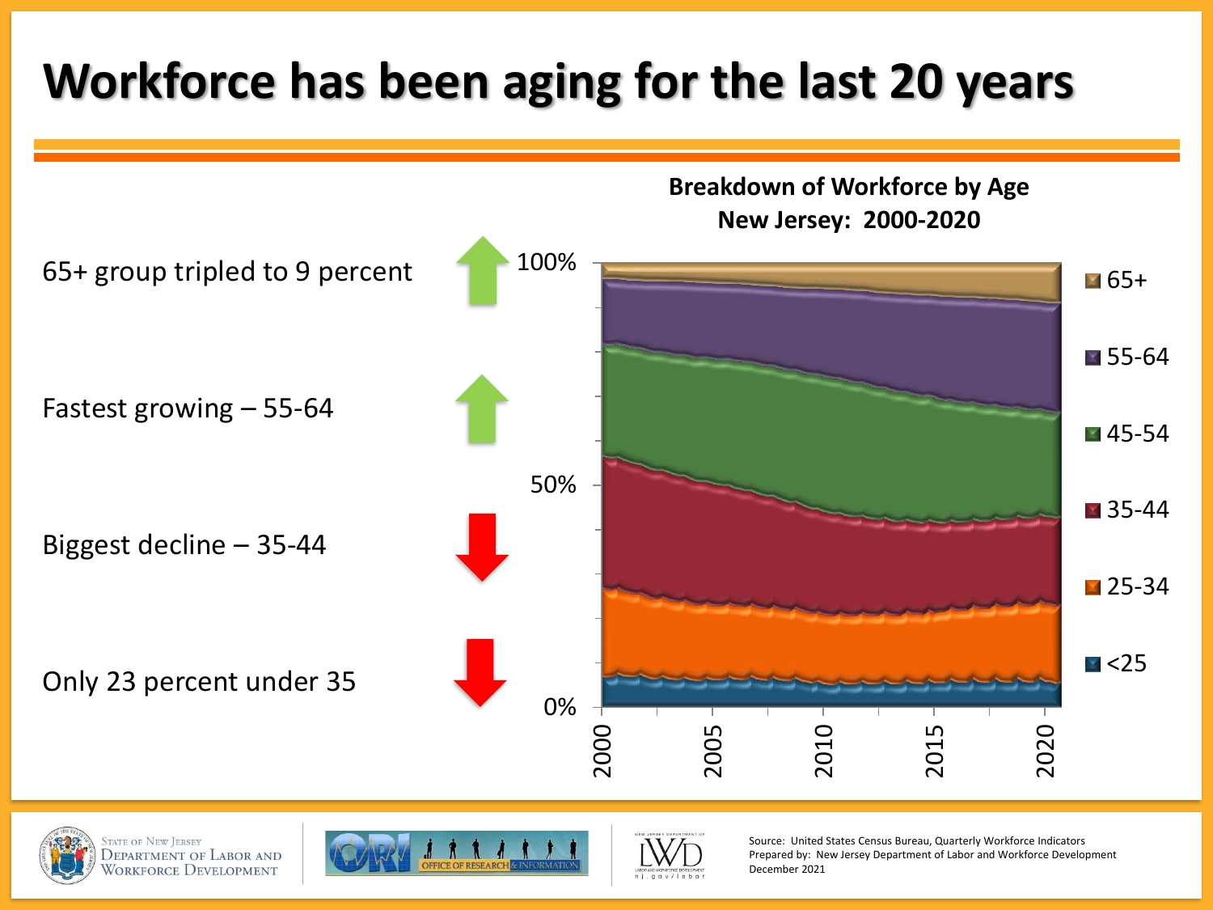# Workforce has been aging for the last 20 years

- 65+ group tripled to 9 percent
- Fastest growing – 55-64
- Biggest decline – 35-44
- Only 23 percent under 35

**Breakdown of Workforce by Age**
**New Jersey: 2000-2020**

Source: United States Census Bureau, Quarterly Workforce Indicators
Prepared by: New Jersey Department of Labor and Workforce Development
December 2021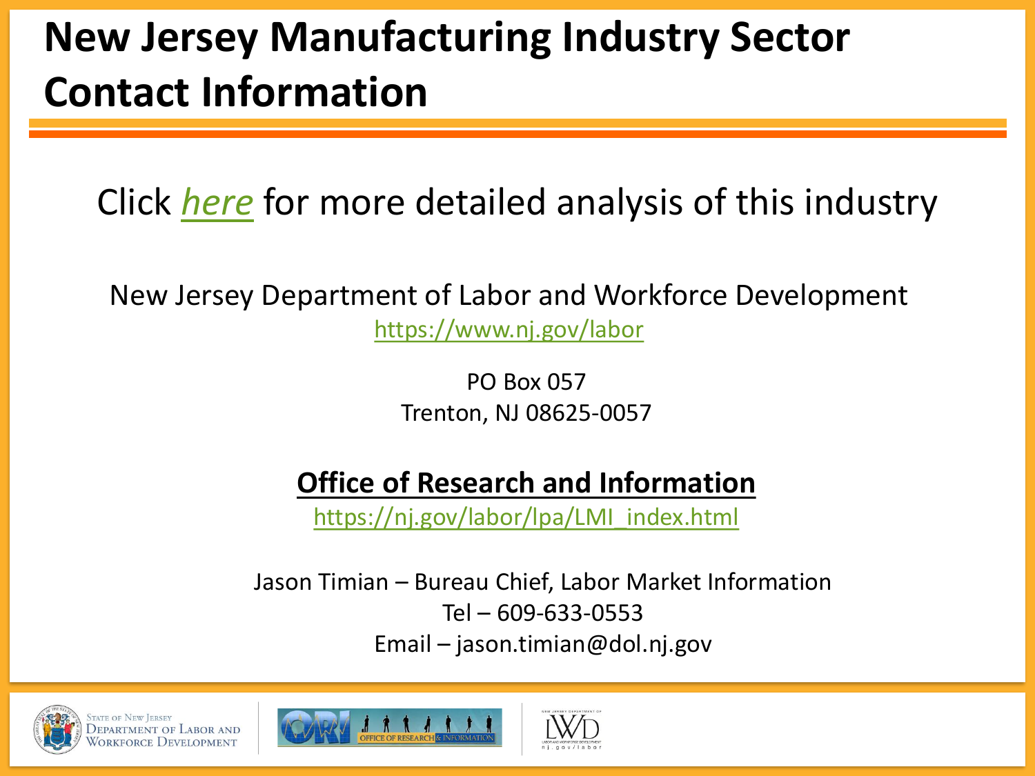# New Jersey Manufacturing Industry Sector Contact Information

Click *here* for more detailed analysis of this industry

New Jersey Department of Labor and Workforce Development
https://www.nj.gov/labor

PO Box 057
Trenton, NJ 08625-0057

**Office of Research and Information**
https://nj.gov/labor/lpa/LMI_index.html

Jason Timian – Bureau Chief, Labor Market Information
Tel – 609-633-0553
Email – jason.timian@dol.nj.gov

State of New Jersey Department of Labor and Workforce Development